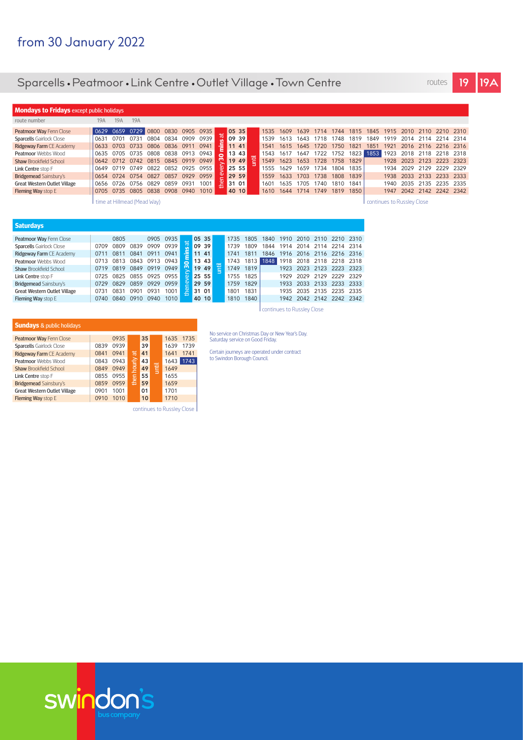# from 30 January 2022

## Sparcells • Peatmoor • Link Centre • Outlet Village • Town Centre

routes **19** **19A**

### Mondays to Fridays except public holidays

| route number | 19A | 19A | 19A | | | | | | | | | | | | | | | | | | | | |
|---|---|---|---|---|---|---|---|---|---|---|---|---|---|---|---|---|---|---|---|---|---|---|---|
| Peatmoor Way Fenn Close | 0629 | 0659 | 0729 | 0800 | 0830 | 0905 | 0935 | then every 30 mins at | 05 35 | until | 1535 | 1609 | 1639 | 1714 | 1744 | 1815 | 1845 | 1915 | 2010 | 2110 | 2210 | 2310 |
| Sparcells Gairlock Close | 0631 | 0701 | 0731 | 0804 | 0834 | 0909 | 0939 | | 09 39 | | 1539 | 1613 | 1643 | 1718 | 1748 | 1819 | 1849 | 1919 | 2014 | 2114 | 2214 | 2314 |
| Ridgeway Farm CE Academy | 0633 | 0703 | 0733 | 0806 | 0836 | 0911 | 0941 | | 11 41 | | 1541 | 1615 | 1645 | 1720 | 1750 | 1821 | 1851 | 1921 | 2016 | 2116 | 2216 | 2316 |
| Peatmoor Webbs Wood | 0635 | 0705 | 0735 | 0808 | 0838 | 0913 | 0943 | | 13 43 | | 1543 | 1617 | 1647 | 1722 | 1752 | 1823 | 1853 | 1923 | 2018 | 2118 | 2218 | 2318 |
| Shaw Brookfield School | 0642 | 0712 | 0742 | 0815 | 0845 | 0919 | 0949 | | 19 49 | | 1549 | 1623 | 1653 | 1728 | 1758 | 1829 | | 1928 | 2023 | 2123 | 2223 | 2323 |
| Link Centre stop F | 0649 | 0719 | 0749 | 0822 | 0852 | 0925 | 0955 | | 25 55 | | 1555 | 1629 | 1659 | 1734 | 1804 | 1835 | | 1934 | 2029 | 2129 | 2229 | 2329 |
| Bridgemead Sainsbury's | 0654 | 0724 | 0754 | 0827 | 0857 | 0929 | 0959 | | 29 59 | | 1559 | 1633 | 1703 | 1738 | 1808 | 1839 | | 1938 | 2033 | 2133 | 2233 | 2333 |
| Great Western Outlet Village | 0656 | 0726 | 0756 | 0829 | 0859 | 0931 | 1001 | | 31 01 | | 1601 | 1635 | 1705 | 1740 | 1810 | 1841 | | 1940 | 2035 | 2135 | 2235 | 2335 |
| Fleming Way stop E | 0705 | 0735 | 0805 | 0838 | 0908 | 0940 | 1010 | | 40 10 | | 1610 | 1644 | 1714 | 1749 | 1819 | 1850 | | 1947 | 2042 | 2142 | 2242 | 2342 |

time at Hillmead (Mead Way) — applies to the 19A journeys (0629, 0659, 0729)

continues to Russley Close — applies to the 1845 journey

### Saturdays

| | | | | | | | | | | | | | | | | | |
|---|---|---|---|---|---|---|---|---|---|---|---|---|---|---|---|---|---|
| Peatmoor Way Fenn Close | | 0805 | | 0905 | 0935 | then every 30 mins at | 05 35 | until | 1735 | 1805 | 1840 | 1910 | 2010 | 2110 | 2210 | 2310 |
| Sparcells Gairlock Close | 0709 | 0809 | 0839 | 0909 | 0939 | | 09 39 | | 1739 | 1809 | 1844 | 1914 | 2014 | 2114 | 2214 | 2314 |
| Ridgeway Farm CE Academy | 0711 | 0811 | 0841 | 0911 | 0941 | | 11 41 | | 1741 | 1811 | 1846 | 1916 | 2016 | 2116 | 2216 | 2316 |
| Peatmoor Webbs Wood | 0713 | 0813 | 0843 | 0913 | 0943 | | 13 43 | | 1743 | 1813 | 1848 | 1918 | 2018 | 2118 | 2218 | 2318 |
| Shaw Brookfield School | 0719 | 0819 | 0849 | 0919 | 0949 | | 19 49 | | 1749 | 1819 | | 1923 | 2023 | 2123 | 2223 | 2323 |
| Link Centre stop F | 0725 | 0825 | 0855 | 0925 | 0955 | | 25 55 | | 1755 | 1825 | | 1929 | 2029 | 2129 | 2229 | 2329 |
| Bridgemead Sainsbury's | 0729 | 0829 | 0859 | 0929 | 0959 | | 29 59 | | 1759 | 1829 | | 1933 | 2033 | 2133 | 2233 | 2333 |
| Great Western Outlet Village | 0731 | 0831 | 0901 | 0931 | 1001 | | 31 01 | | 1801 | 1831 | | 1935 | 2035 | 2135 | 2235 | 2335 |
| Fleming Way stop E | 0740 | 0840 | 0910 | 0940 | 1010 | | 40 10 | | 1810 | 1840 | | 1942 | 2042 | 2142 | 2242 | 2342 |

continues to Russley Close — applies to the 1840 journey

### Sundays & public holidays

| | | | | | | | |
|---|---|---|---|---|---|---|---|
| Peatmoor Way Fenn Close | | 0935 | then hourly at | 35 | until | 1635 | 1735 |
| Sparcells Gairlock Close | 0839 | 0939 | | 39 | | 1639 | 1739 |
| Ridgeway Farm CE Academy | 0841 | 0941 | | 41 | | 1641 | 1741 |
| Peatmoor Webbs Wood | 0843 | 0943 | | 43 | | 1643 | 1743 |
| Shaw Brookfield School | 0849 | 0949 | | 49 | | 1649 | |
| Link Centre stop F | 0855 | 0955 | | 55 | | 1655 | |
| Bridgemead Sainsbury's | 0859 | 0959 | | 59 | | 1659 | |
| Great Western Outlet Village | 0901 | 1001 | | 01 | | 1701 | |
| Fleming Way stop E | 0910 | 1010 | | 10 | | 1710 | |

continues to Russley Close — applies to the 1735 journey

No service on Christmas Day or New Year's Day. Saturday service on Good Friday.

Certain journeys are operated under contract to Swindon Borough Council.

swindon's bus company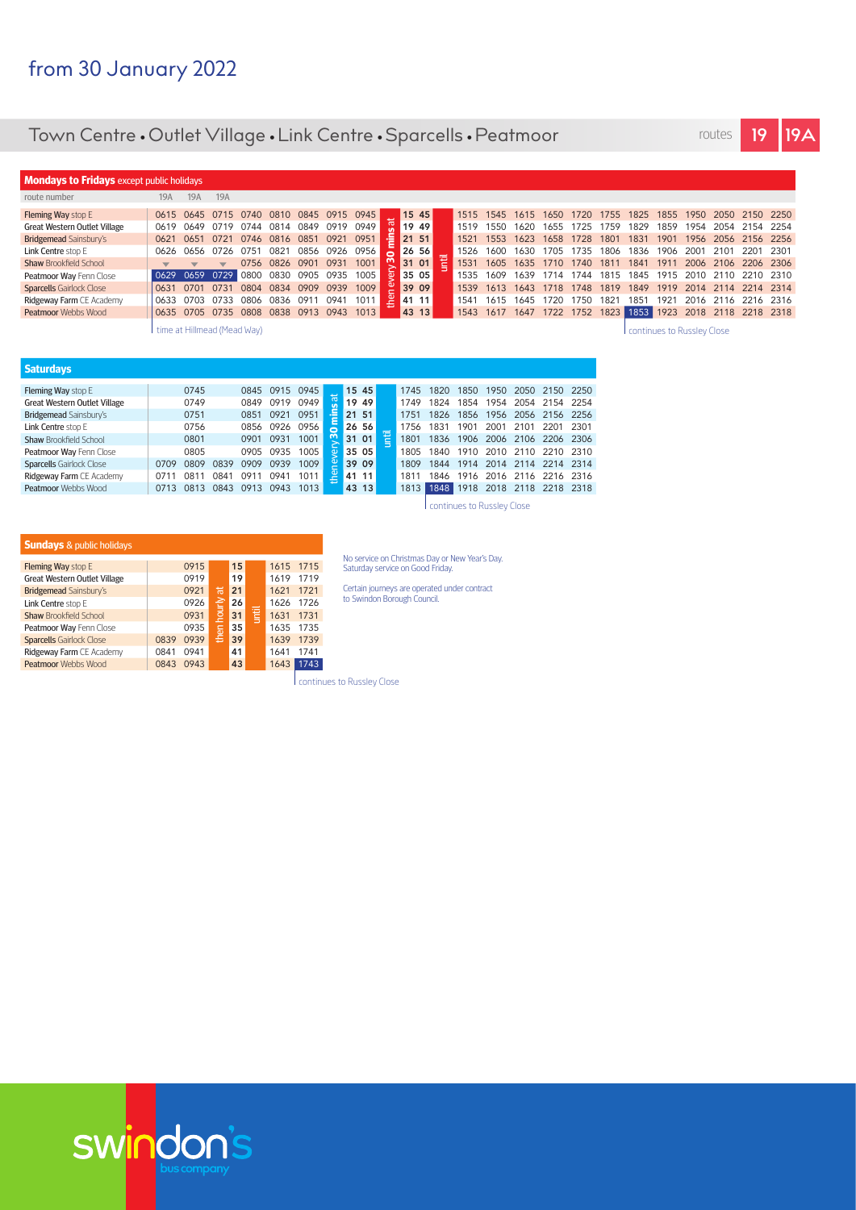# from 30 January 2022

## Town Centre • Outlet Village • Link Centre • Sparcells • Peatmoor

routes **19** **19A**

### Mondays to Fridays except public holidays

| route number | 19A | 19A | 19A | | | | | | | | | | | | | | | | | | | | | | | | | |
|---|---|---|---|---|---|---|---|---|---|---|---|---|---|---|---|---|---|---|---|---|---|---|---|---|---|---|---|---|
| **Fleming Way** stop E | 0615 | 0645 | 0715 | 0740 | 0810 | 0845 | 0915 | 0945 | then every 30 mins at | 15 | 45 | until | 1515 | 1545 | 1615 | 1650 | 1720 | 1755 | 1825 | 1855 | 1950 | 2050 | 2150 | 2250 |
| **Great Western Outlet Village** | 0619 | 0649 | 0719 | 0744 | 0814 | 0849 | 0919 | 0949 | | 19 | 49 | | 1519 | 1550 | 1620 | 1655 | 1725 | 1759 | 1829 | 1859 | 1954 | 2054 | 2154 | 2254 |
| **Bridgemead** Sainsbury's | 0621 | 0651 | 0721 | 0746 | 0816 | 0851 | 0921 | 0951 | | 21 | 51 | | 1521 | 1553 | 1623 | 1658 | 1728 | 1801 | 1831 | 1901 | 1956 | 2056 | 2156 | 2256 |
| **Link Centre** stop E | 0626 | 0656 | 0726 | 0751 | 0821 | 0856 | 0926 | 0956 | | 26 | 56 | | 1526 | 1600 | 1630 | 1705 | 1735 | 1806 | 1836 | 1906 | 2001 | 2101 | 2201 | 2301 |
| **Shaw** Brookfield School | ▼ | ▼ | ▼ | 0756 | 0826 | 0901 | 0931 | 1001 | | 31 | 01 | | 1531 | 1605 | 1635 | 1710 | 1740 | 1811 | 1841 | 1911 | 2006 | 2106 | 2206 | 2306 |
| **Peatmoor Way** Fenn Close | 0629 | 0659 | 0729 | 0800 | 0830 | 0905 | 0935 | 1005 | | 35 | 05 | | 1535 | 1609 | 1639 | 1714 | 1744 | 1815 | 1845 | 1915 | 2010 | 2110 | 2210 | 2310 |
| **Sparcells** Gairlock Close | 0631 | 0701 | 0731 | 0804 | 0834 | 0909 | 0939 | 1009 | | 39 | 09 | | 1539 | 1613 | 1643 | 1718 | 1748 | 1819 | 1849 | 1919 | 2014 | 2114 | 2214 | 2314 |
| **Ridgeway Farm** CE Academy | 0633 | 0703 | 0733 | 0806 | 0836 | 0911 | 0941 | 1011 | | 41 | 11 | | 1541 | 1615 | 1645 | 1720 | 1750 | 1821 | 1851 | 1921 | 2016 | 2116 | 2216 | 2316 |
| **Peatmoor** Webbs Wood | 0635 | 0705 | 0735 | 0808 | 0838 | 0913 | 0943 | 1013 | | 43 | 13 | | 1543 | 1617 | 1647 | 1722 | 1752 | 1823 | 1853 | 1923 | 2018 | 2118 | 2218 | 2318 |

0629, 0659, 0729: time at Hillmead (Mead Way)

1853: continues to Russley Close

### Saturdays

| | | | | | | | | | | | | | | | | | | |
|---|---|---|---|---|---|---|---|---|---|---|---|---|---|---|---|---|---|---|
| **Fleming Way** stop E | | 0745 | | 0845 | 0915 | 0945 | then every 30 mins at | 15 | 45 | until | 1745 | 1820 | 1850 | 1950 | 2050 | 2150 | 2250 |
| **Great Western Outlet Village** | | 0749 | | 0849 | 0919 | 0949 | | 19 | 49 | | 1749 | 1824 | 1854 | 1954 | 2054 | 2154 | 2254 |
| **Bridgemead** Sainsbury's | | 0751 | | 0851 | 0921 | 0951 | | 21 | 51 | | 1751 | 1826 | 1856 | 1956 | 2056 | 2156 | 2256 |
| **Link Centre** stop E | | 0756 | | 0856 | 0926 | 0956 | | 26 | 56 | | 1756 | 1831 | 1901 | 2001 | 2101 | 2201 | 2301 |
| **Shaw** Brookfield School | | 0801 | | 0901 | 0931 | 1001 | | 31 | 01 | | 1801 | 1836 | 1906 | 2006 | 2106 | 2206 | 2306 |
| **Peatmoor Way** Fenn Close | | 0805 | | 0905 | 0935 | 1005 | | 35 | 05 | | 1805 | 1840 | 1910 | 2010 | 2110 | 2210 | 2310 |
| **Sparcells** Gairlock Close | 0709 | 0809 | 0839 | 0909 | 0939 | 1009 | | 39 | 09 | | 1809 | 1844 | 1914 | 2014 | 2114 | 2214 | 2314 |
| **Ridgeway Farm** CE Academy | 0711 | 0811 | 0841 | 0911 | 0941 | 1011 | | 41 | 11 | | 1811 | 1846 | 1916 | 2016 | 2116 | 2216 | 2316 |
| **Peatmoor** Webbs Wood | 0713 | 0813 | 0843 | 0913 | 0943 | 1013 | | 43 | 13 | | 1813 | 1848 | 1918 | 2018 | 2118 | 2218 | 2318 |

1848: continues to Russley Close

### Sundays & public holidays

| | | | | | | | |
|---|---|---|---|---|---|---|---|
| **Fleming Way** stop E | | 0915 | then hourly at | 15 | until | 1615 | 1715 |
| **Great Western Outlet Village** | | 0919 | | 19 | | 1619 | 1719 |
| **Bridgemead** Sainsbury's | | 0921 | | 21 | | 1621 | 1721 |
| **Link Centre** stop E | | 0926 | | 26 | | 1626 | 1726 |
| **Shaw** Brookfield School | | 0931 | | 31 | | 1631 | 1731 |
| **Peatmoor Way** Fenn Close | | 0935 | | 35 | | 1635 | 1735 |
| **Sparcells** Gairlock Close | 0839 | 0939 | | 39 | | 1639 | 1739 |
| **Ridgeway Farm** CE Academy | 0841 | 0941 | | 41 | | 1641 | 1741 |
| **Peatmoor** Webbs Wood | 0843 | 0943 | | 43 | | 1643 | 1743 |

1743: continues to Russley Close

No service on Christmas Day or New Year's Day. Saturday service on Good Friday.

Certain journeys are operated under contract to Swindon Borough Council.

swindon's bus company